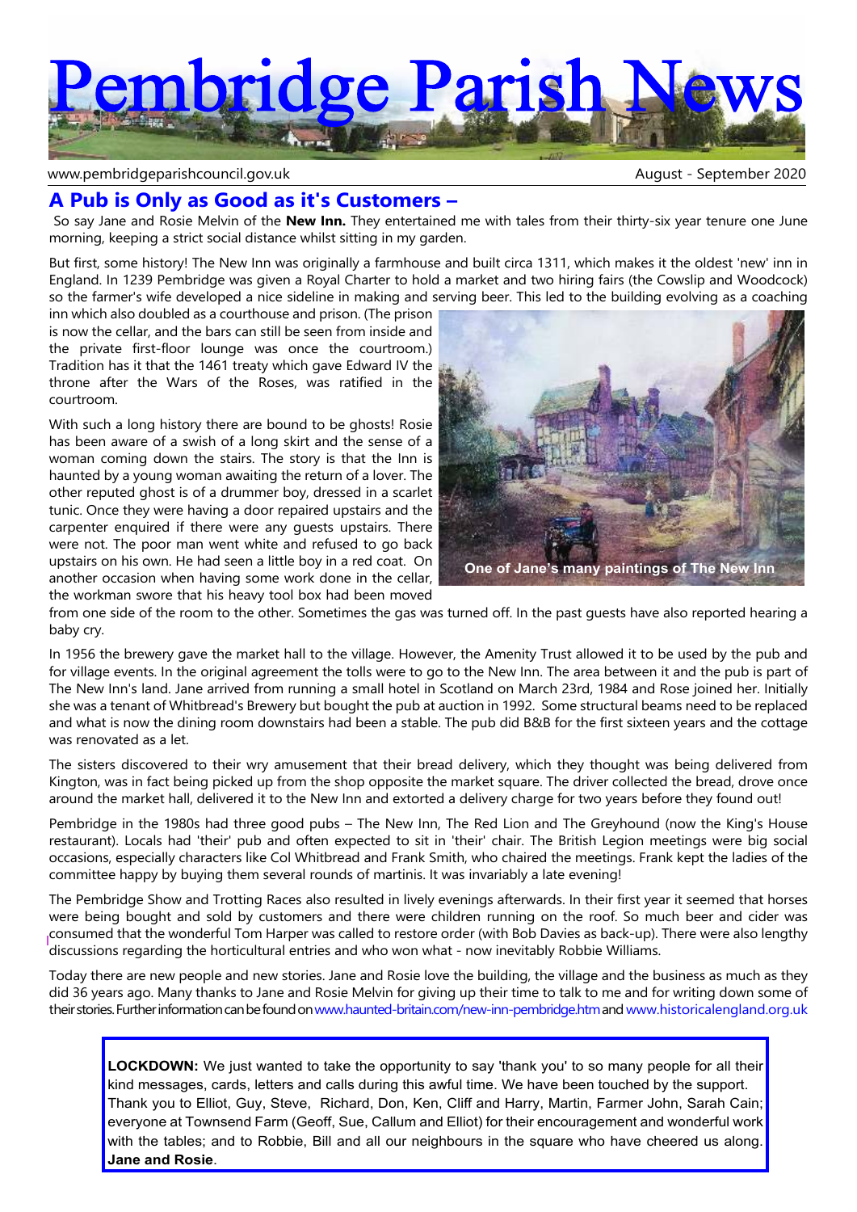# Pembridge Parish News

www.pembridgeparishcouncil.gov.uk

August - September 2020

## A Pub is Only as Good as it's Customers –

So say Jane and Rosie Melvin of the **New Inn.** They entertained me with tales from their thirty-six year tenure one June morning, keeping a strict social distance whilst sitting in my garden.

But first, some history! The New Inn was originally a farmhouse and built circa 1311, which makes it the oldest 'new' inn in England. In 1239 Pembridge was given a Royal Charter to hold a market and two hiring fairs (the Cowslip and Woodcock) so the farmer's wife developed a nice sideline in making and serving beer. This led to the building evolving as a coaching inn which also doubled as a courthouse and prison. (The prison is now the cellar, and the bars can still be seen from inside and the private first-floor lounge was once the courtroom.) Tradition has it that the 1461 treaty which gave Edward IV the throne after the Wars of the Roses, was ratified in the courtroom.

With such a long history there are bound to be ghosts! Rosie has been aware of a swish of a long skirt and the sense of a woman coming down the stairs. The story is that the Inn is haunted by a young woman awaiting the return of a lover. The other reputed ghost is of a drummer boy, dressed in a scarlet tunic. Once they were having a door repaired upstairs and the carpenter enquired if there were any guests upstairs. There were not. The poor man went white and refused to go back upstairs on his own. He had seen a little boy in a red coat. On another occasion when having some work done in the cellar, the workman swore that his heavy tool box had been moved from one side of the room to the other. Sometimes the gas was turned off. In the past guests have also reported hearing a baby cry.

One of Jane's many paintings of The New Inn

In 1956 the brewery gave the market hall to the village. However, the Amenity Trust allowed it to be used by the pub and for village events. In the original agreement the tolls were to go to the New Inn. The area between it and the pub is part of The New Inn's land. Jane arrived from running a small hotel in Scotland on March 23rd, 1984 and Rose joined her. Initially she was a tenant of Whitbread's Brewery but bought the pub at auction in 1992. Some structural beams need to be replaced and what is now the dining room downstairs had been a stable. The pub did B&B for the first sixteen years and the cottage was renovated as a let.

The sisters discovered to their wry amusement that their bread delivery, which they thought was being delivered from Kington, was in fact being picked up from the shop opposite the market square. The driver collected the bread, drove once around the market hall, delivered it to the New Inn and extorted a delivery charge for two years before they found out!

Pembridge in the 1980s had three good pubs – The New Inn, The Red Lion and The Greyhound (now the King's House restaurant). Locals had 'their' pub and often expected to sit in 'their' chair. The British Legion meetings were big social occasions, especially characters like Col Whitbread and Frank Smith, who chaired the meetings. Frank kept the ladies of the committee happy by buying them several rounds of martinis. It was invariably a late evening!

The Pembridge Show and Trotting Races also resulted in lively evenings afterwards. In their first year it seemed that horses were being bought and sold by customers and there were children running on the roof. So much beer and cider was consumed that the wonderful Tom Harper was called to restore order (with Bob Davies as back-up). There were also lengthy discussions regarding the horticultural entries and who won what - now inevitably Robbie Williams.

Today there are new people and new stories. Jane and Rosie love the building, the village and the business as much as they did 36 years ago. Many thanks to Jane and Rosie Melvin for giving up their time to talk to me and for writing down some of their stories. Further information can be found on www.haunted-britain.com/new-inn-pembridge.htm and www.historicalengland.org.uk

**LOCKDOWN:** We just wanted to take the opportunity to say 'thank you' to so many people for all their kind messages, cards, letters and calls during this awful time. We have been touched by the support. Thank you to Elliot, Guy, Steve, Richard, Don, Ken, Cliff and Harry, Martin, Farmer John, Sarah Cain; everyone at Townsend Farm (Geoff, Sue, Callum and Elliot) for their encouragement and wonderful work with the tables; and to Robbie, Bill and all our neighbours in the square who have cheered us along. **Jane and Rosie**.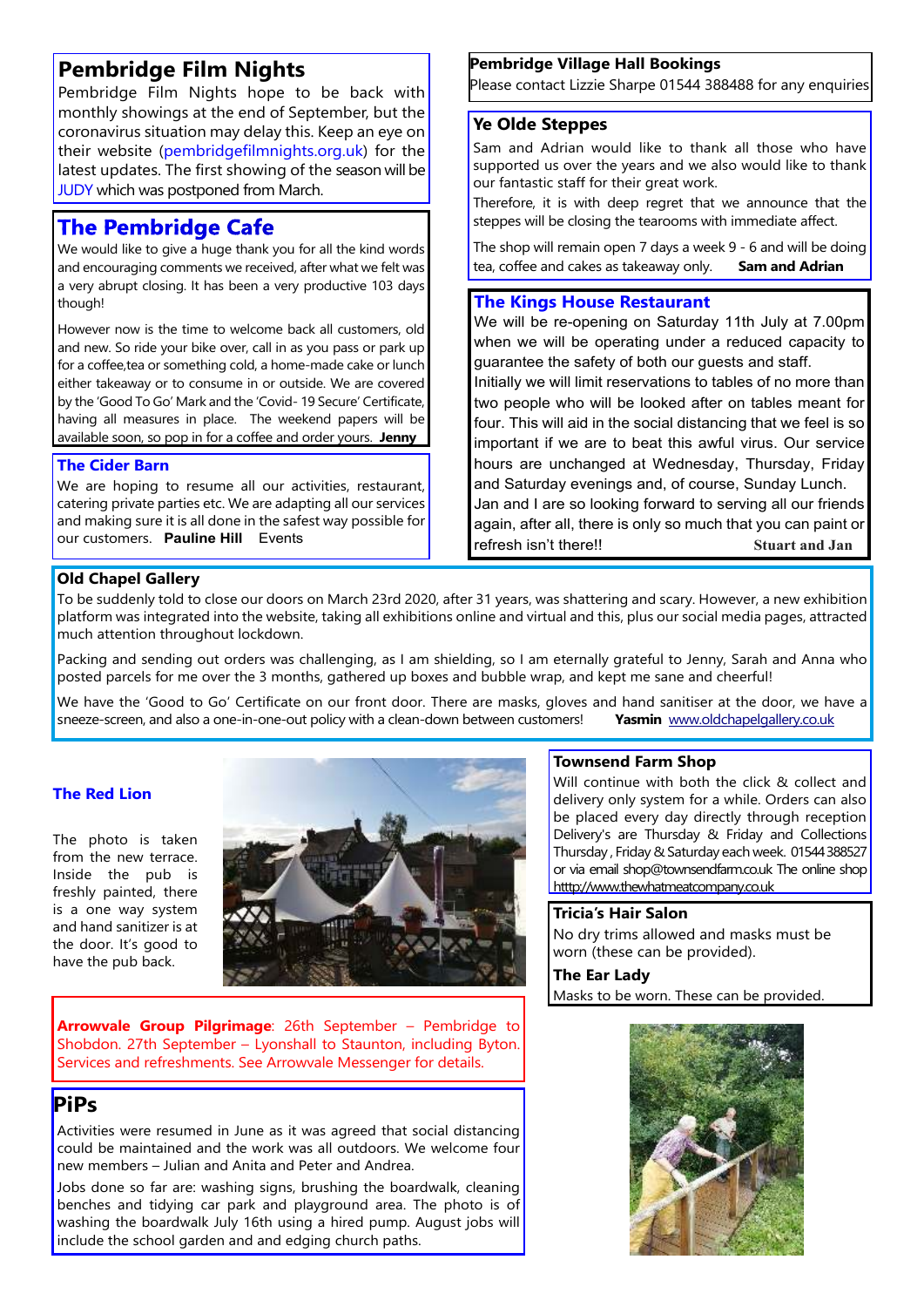# Pembridge Film Nights

Pembridge Film Nights hope to be back with monthly showings at the end of September, but the coronavirus situation may delay this. Keep an eye on their website (pembridgefilmnights.org.uk) for the latest updates. The first showing of the season will be JUDY which was postponed from March.

# The Pembridge Cafe

We would like to give a huge thank you for all the kind words and encouraging comments we received, after what we felt was a very abrupt closing. It has been a very productive 103 days though!

However now is the time to welcome back all customers, old and new. So ride your bike over, call in as you pass or park up for a coffee,tea or something cold, a home-made cake or lunch either takeaway or to consume in or outside. We are covered by the 'Good To Go' Mark and the 'Covid- 19 Secure' Certificate, having all measures in place. The weekend papers will be available soon, so pop in for a coffee and order yours. **Jenny**

## The Cider Barn

We are hoping to resume all our activities, restaurant, catering private parties etc. We are adapting all our services and making sure it is all done in the safest way possible for our customers. **Pauline Hill** Events

## Pembridge Village Hall Bookings

Please contact Lizzie Sharpe 01544 388488 for any enquiries

## Ye Olde Steppes

Sam and Adrian would like to thank all those who have supported us over the years and we also would like to thank our fantastic staff for their great work.

Therefore, it is with deep regret that we announce that the steppes will be closing the tearooms with immediate affect.

The shop will remain open 7 days a week 9 - 6 and will be doing tea, coffee and cakes as takeaway only. **Sam and Adrian**

## The Kings House Restaurant

We will be re-opening on Saturday 11th July at 7.00pm when we will be operating under a reduced capacity to guarantee the safety of both our guests and staff.
Initially we will limit reservations to tables of no more than two people who will be looked after on tables meant for four. This will aid in the social distancing that we feel is so important if we are to beat this awful virus. Our service hours are unchanged at Wednesday, Thursday, Friday and Saturday evenings and, of course, Sunday Lunch.
Jan and I are so looking forward to serving all our friends again, after all, there is only so much that you can paint or refresh isn't there!! **Stuart and Jan**

## Old Chapel Gallery

To be suddenly told to close our doors on March 23rd 2020, after 31 years, was shattering and scary. However, a new exhibition platform was integrated into the website, taking all exhibitions online and virtual and this, plus our social media pages, attracted much attention throughout lockdown.

Packing and sending out orders was challenging, as I am shielding, so I am eternally grateful to Jenny, Sarah and Anna who posted parcels for me over the 3 months, gathered up boxes and bubble wrap, and kept me sane and cheerful!

We have the 'Good to Go' Certificate on our front door. There are masks, gloves and hand sanitiser at the door, we have a sneeze-screen, and also a one-in-one-out policy with a clean-down between customers! **Yasmin** www.oldchapelgallery.co.uk

## The Red Lion

The photo is taken from the new terrace. Inside the pub is freshly painted, there is a one way system and hand sanitizer is at the door. It's good to have the pub back.

**Arrowvale Group Pilgrimage**: 26th September – Pembridge to Shobdon. 27th September – Lyonshall to Staunton, including Byton. Services and refreshments. See Arrowvale Messenger for details.

# PiPs

Activities were resumed in June as it was agreed that social distancing could be maintained and the work was all outdoors. We welcome four new members – Julian and Anita and Peter and Andrea.

Jobs done so far are: washing signs, brushing the boardwalk, cleaning benches and tidying car park and playground area. The photo is of washing the boardwalk July 16th using a hired pump. August jobs will include the school garden and and edging church paths.

## Townsend Farm Shop

Will continue with both the click & collect and delivery only system for a while. Orders can also be placed every day directly through reception Delivery's are Thursday & Friday and Collections Thursday , Friday & Saturday each week. 01544 388527 or via email shop@townsendfarm.co.uk The online shop htttp://www.thewhatmeatcompany.co.uk

## Tricia's Hair Salon

No dry trims allowed and masks must be worn (these can be provided).

## The Ear Lady

Masks to be worn. These can be provided.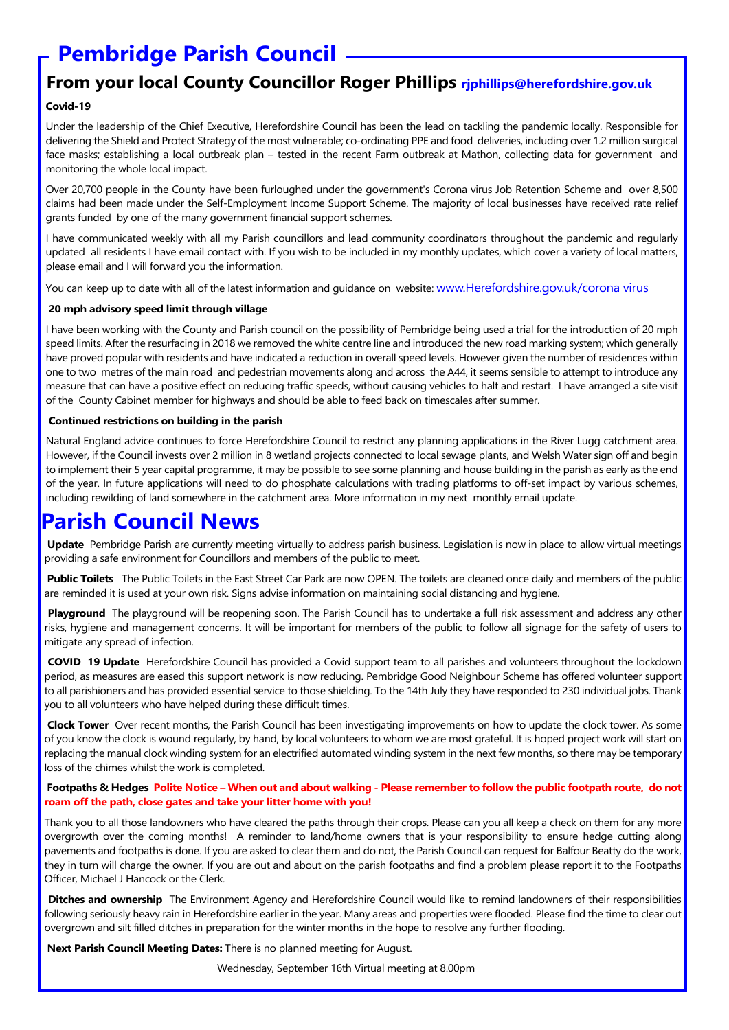# Pembridge Parish Council

## From your local County Councillor Roger Phillips rjphillips@herefordshire.gov.uk

**Covid-19**

Under the leadership of the Chief Executive, Herefordshire Council has been the lead on tackling the pandemic locally. Responsible for delivering the Shield and Protect Strategy of the most vulnerable; co-ordinating PPE and food deliveries, including over 1.2 million surgical face masks; establishing a local outbreak plan – tested in the recent Farm outbreak at Mathon, collecting data for government and monitoring the whole local impact.

Over 20,700 people in the County have been furloughed under the government's Corona virus Job Retention Scheme and over 8,500 claims had been made under the Self-Employment Income Support Scheme. The majority of local businesses have received rate relief grants funded by one of the many government financial support schemes.

I have communicated weekly with all my Parish councillors and lead community coordinators throughout the pandemic and regularly updated all residents I have email contact with. If you wish to be included in my monthly updates, which cover a variety of local matters, please email and I will forward you the information.

You can keep up to date with all of the latest information and guidance on website: www.Herefordshire.gov.uk/corona virus

**20 mph advisory speed limit through village**

I have been working with the County and Parish council on the possibility of Pembridge being used a trial for the introduction of 20 mph speed limits. After the resurfacing in 2018 we removed the white centre line and introduced the new road marking system; which generally have proved popular with residents and have indicated a reduction in overall speed levels. However given the number of residences within one to two metres of the main road and pedestrian movements along and across the A44, it seems sensible to attempt to introduce any measure that can have a positive effect on reducing traffic speeds, without causing vehicles to halt and restart. I have arranged a site visit of the County Cabinet member for highways and should be able to feed back on timescales after summer.

**Continued restrictions on building in the parish**

Natural England advice continues to force Herefordshire Council to restrict any planning applications in the River Lugg catchment area. However, if the Council invests over 2 million in 8 wetland projects connected to local sewage plants, and Welsh Water sign off and begin to implement their 5 year capital programme, it may be possible to see some planning and house building in the parish as early as the end of the year. In future applications will need to do phosphate calculations with trading platforms to off-set impact by various schemes, including rewilding of land somewhere in the catchment area. More information in my next monthly email update.

# Parish Council News

**Update** Pembridge Parish are currently meeting virtually to address parish business. Legislation is now in place to allow virtual meetings providing a safe environment for Councillors and members of the public to meet.

**Public Toilets** The Public Toilets in the East Street Car Park are now OPEN. The toilets are cleaned once daily and members of the public are reminded it is used at your own risk. Signs advise information on maintaining social distancing and hygiene.

**Playground** The playground will be reopening soon. The Parish Council has to undertake a full risk assessment and address any other risks, hygiene and management concerns. It will be important for members of the public to follow all signage for the safety of users to mitigate any spread of infection.

**COVID 19 Update** Herefordshire Council has provided a Covid support team to all parishes and volunteers throughout the lockdown period, as measures are eased this support network is now reducing. Pembridge Good Neighbour Scheme has offered volunteer support to all parishioners and has provided essential service to those shielding. To the 14th July they have responded to 230 individual jobs. Thank you to all volunteers who have helped during these difficult times.

**Clock Tower** Over recent months, the Parish Council has been investigating improvements on how to update the clock tower. As some of you know the clock is wound regularly, by hand, by local volunteers to whom we are most grateful. It is hoped project work will start on replacing the manual clock winding system for an electrified automated winding system in the next few months, so there may be temporary loss of the chimes whilst the work is completed.

**Footpaths & Hedges** **Polite Notice – When out and about walking - Please remember to follow the public footpath route, do not roam off the path, close gates and take your litter home with you!**

Thank you to all those landowners who have cleared the paths through their crops. Please can you all keep a check on them for any more overgrowth over the coming months! A reminder to land/home owners that is your responsibility to ensure hedge cutting along pavements and footpaths is done. If you are asked to clear them and do not, the Parish Council can request for Balfour Beatty do the work, they in turn will charge the owner. If you are out and about on the parish footpaths and find a problem please report it to the Footpaths Officer, Michael J Hancock or the Clerk.

**Ditches and ownership** The Environment Agency and Herefordshire Council would like to remind landowners of their responsibilities following seriously heavy rain in Herefordshire earlier in the year. Many areas and properties were flooded. Please find the time to clear out overgrown and silt filled ditches in preparation for the winter months in the hope to resolve any further flooding.

**Next Parish Council Meeting Dates:** There is no planned meeting for August.

Wednesday, September 16th Virtual meeting at 8.00pm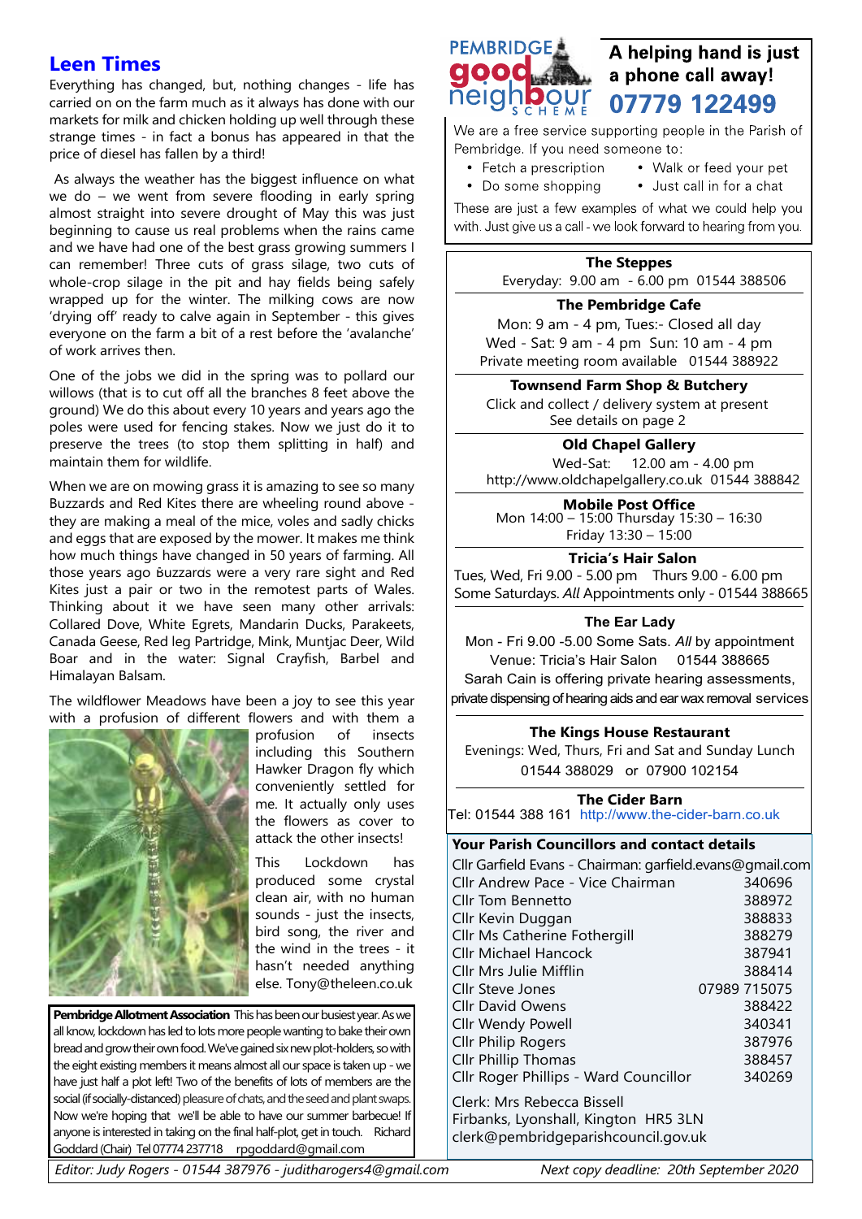## Leen Times

Everything has changed, but, nothing changes - life has carried on on the farm much as it always has done with our markets for milk and chicken holding up well through these strange times - in fact a bonus has appeared in that the price of diesel has fallen by a third!

As always the weather has the biggest influence on what we do – we went from severe flooding in early spring almost straight into severe drought of May this was just beginning to cause us real problems when the rains came and we have had one of the best grass growing summers I can remember! Three cuts of grass silage, two cuts of whole-crop silage in the pit and hay fields being safely wrapped up for the winter. The milking cows are now 'drying off' ready to calve again in September - this gives everyone on the farm a bit of a rest before the 'avalanche' of work arrives then.

One of the jobs we did in the spring was to pollard our willows (that is to cut off all the branches 8 feet above the ground) We do this about every 10 years and years ago the poles were used for fencing stakes. Now we just do it to preserve the trees (to stop them splitting in half) and maintain them for wildlife.

When we are on mowing grass it is amazing to see so many Buzzards and Red Kites there are wheeling round above - they are making a meal of the mice, voles and sadly chicks and eggs that are exposed by the mower. It makes me think how much things have changed in 50 years of farming. All those years ago Buzzards were a very rare sight and Red Kites just a pair or two in the remotest parts of Wales. Thinking about it we have seen many other arrivals: Collared Dove, White Egrets, Mandarin Ducks, Parakeets, Canada Geese, Red leg Partridge, Mink, Muntjac Deer, Wild Boar and in the water: Signal Crayfish, Barbel and Himalayan Balsam.

The wildflower Meadows have been a joy to see this year with a profusion of different flowers and with them a profusion of insects including this Southern Hawker Dragon fly which conveniently settled for me. It actually only uses the flowers as cover to attack the other insects!

This Lockdown has produced some crystal clean air, with no human sounds - just the insects, bird song, the river and the wind in the trees - it hasn't needed anything else. Tony@theleen.co.uk

**Pembridge Allotment Association** This has been our busiest year. As we all know, lockdown has led to lots more people wanting to bake their own bread and grow their own food. We've gained six new plot-holders, so with the eight existing members it means almost all our space is taken up - we have just half a plot left! Two of the benefits of lots of members are the social (if socially-distanced) pleasure of chats, and the seed and plant swaps. Now we're hoping that we'll be able to have our summer barbecue! If anyone is interested in taking on the final half-plot, get in touch. Richard Goddard (Chair) Tel 07774 237718 rpgoddard@gmail.com

## PEMBRIDGE good neighbour SCHEME

**A helping hand is just a phone call away!**

**07779 122499**

We are a free service supporting people in the Parish of Pembridge. If you need someone to:

- Fetch a prescription
- Do some shopping
- Walk or feed your pet
- Just call in for a chat

These are just a few examples of what we could help you with. Just give us a call - we look forward to hearing from you.

**The Steppes**
Everyday: 9.00 am - 6.00 pm 01544 388506

**The Pembridge Cafe**
Mon: 9 am - 4 pm, Tues:- Closed all day
Wed - Sat: 9 am - 4 pm Sun: 10 am - 4 pm
Private meeting room available 01544 388922

**Townsend Farm Shop & Butchery**
Click and collect / delivery system at present
See details on page 2

**Old Chapel Gallery**
Wed-Sat: 12.00 am - 4.00 pm
http://www.oldchapelgallery.co.uk 01544 388842

**Mobile Post Office**
Mon 14:00 – 15:00 Thursday 15:30 – 16:30
Friday 13:30 – 15:00

**Tricia's Hair Salon**
Tues, Wed, Fri 9.00 - 5.00 pm Thurs 9.00 - 6.00 pm
Some Saturdays. *All* Appointments only - 01544 388665

**The Ear Lady**
Mon - Fri 9.00 -5.00 Some Sats. *All* by appointment
Venue: Tricia's Hair Salon 01544 388665
Sarah Cain is offering private hearing assessments, private dispensing of hearing aids and ear wax removal services

**The Kings House Restaurant**
Evenings: Wed, Thurs, Fri and Sat and Sunday Lunch
01544 388029 or 07900 102154

**The Cider Barn**
Tel: 01544 388 161 http://www.the-cider-barn.co.uk

**Your Parish Councillors and contact details**

| | |
|---|---|
| Cllr Garfield Evans - Chairman: garfield.evans@gmail.com | |
| Cllr Andrew Pace - Vice Chairman | 340696 |
| Cllr Tom Bennetto | 388972 |
| Cllr Kevin Duggan | 388833 |
| Cllr Ms Catherine Fothergill | 388279 |
| Cllr Michael Hancock | 387941 |
| Cllr Mrs Julie Mifflin | 388414 |
| Cllr Steve Jones | 07989 715075 |
| Cllr David Owens | 388422 |
| Cllr Wendy Powell | 340341 |
| Cllr Philip Rogers | 387976 |
| Cllr Phillip Thomas | 388457 |
| Cllr Roger Phillips - Ward Councillor | 340269 |

Clerk: Mrs Rebecca Bissell
Firbanks, Lyonshall, Kington HR5 3LN
clerk@pembridgeparishcouncil.gov.uk

*Editor: Judy Rogers - 01544 387976 - juditharogers4@gmail.com* *Next copy deadline: 20th September 2020*